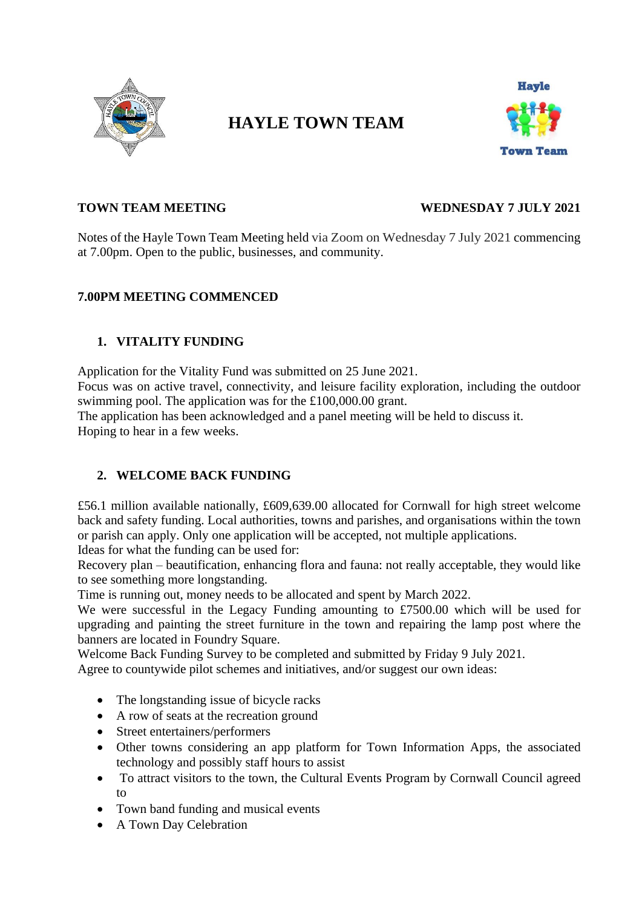# HAYLE TOWN TEAM

**TOWN TEAM MEETING** **WEDNESDAY 7 JULY 2021**

Notes of the Hayle Town Team Meeting held via Zoom on Wednesday 7 July 2021 commencing at 7.00pm. Open to the public, businesses, and community.

**7.00PM MEETING COMMENCED**

## 1. VITALITY FUNDING

Application for the Vitality Fund was submitted on 25 June 2021.
Focus was on active travel, connectivity, and leisure facility exploration, including the outdoor swimming pool. The application was for the £100,000.00 grant.
The application has been acknowledged and a panel meeting will be held to discuss it.
Hoping to hear in a few weeks.

## 2. WELCOME BACK FUNDING

£56.1 million available nationally, £609,639.00 allocated for Cornwall for high street welcome back and safety funding. Local authorities, towns and parishes, and organisations within the town or parish can apply. Only one application will be accepted, not multiple applications.
Ideas for what the funding can be used for:
Recovery plan – beautification, enhancing flora and fauna: not really acceptable, they would like to see something more longstanding.
Time is running out, money needs to be allocated and spent by March 2022.
We were successful in the Legacy Funding amounting to £7500.00 which will be used for upgrading and painting the street furniture in the town and repairing the lamp post where the banners are located in Foundry Square.
Welcome Back Funding Survey to be completed and submitted by Friday 9 July 2021.
Agree to countywide pilot schemes and initiatives, and/or suggest our own ideas:

- The longstanding issue of bicycle racks
- A row of seats at the recreation ground
- Street entertainers/performers
- Other towns considering an app platform for Town Information Apps, the associated technology and possibly staff hours to assist
- To attract visitors to the town, the Cultural Events Program by Cornwall Council agreed to
- Town band funding and musical events
- A Town Day Celebration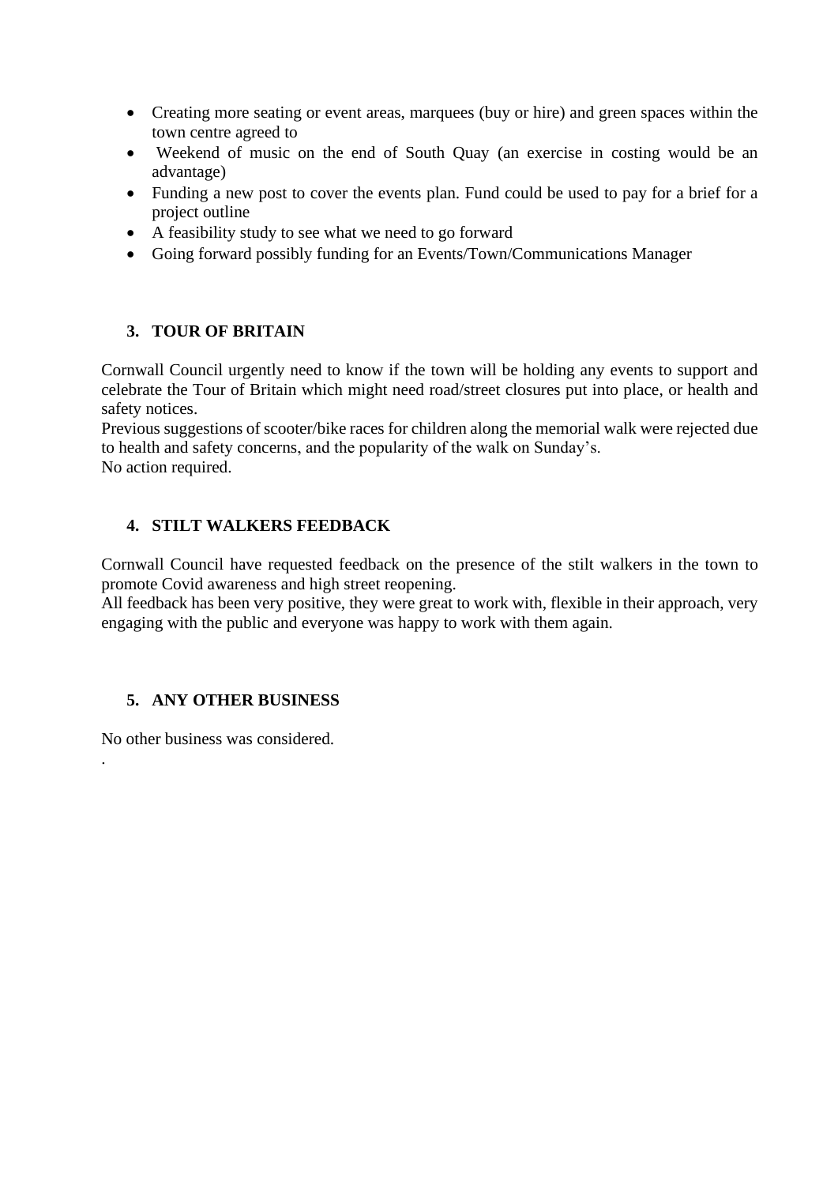- Creating more seating or event areas, marquees (buy or hire) and green spaces within the town centre agreed to
- Weekend of music on the end of South Quay (an exercise in costing would be an advantage)
- Funding a new post to cover the events plan. Fund could be used to pay for a brief for a project outline
- A feasibility study to see what we need to go forward
- Going forward possibly funding for an Events/Town/Communications Manager

**3. TOUR OF BRITAIN**

Cornwall Council urgently need to know if the town will be holding any events to support and celebrate the Tour of Britain which might need road/street closures put into place, or health and safety notices.
Previous suggestions of scooter/bike races for children along the memorial walk were rejected due to health and safety concerns, and the popularity of the walk on Sunday's.
No action required.

**4. STILT WALKERS FEEDBACK**

Cornwall Council have requested feedback on the presence of the stilt walkers in the town to promote Covid awareness and high street reopening.
All feedback has been very positive, they were great to work with, flexible in their approach, very engaging with the public and everyone was happy to work with them again.

**5. ANY OTHER BUSINESS**

No other business was considered.
.